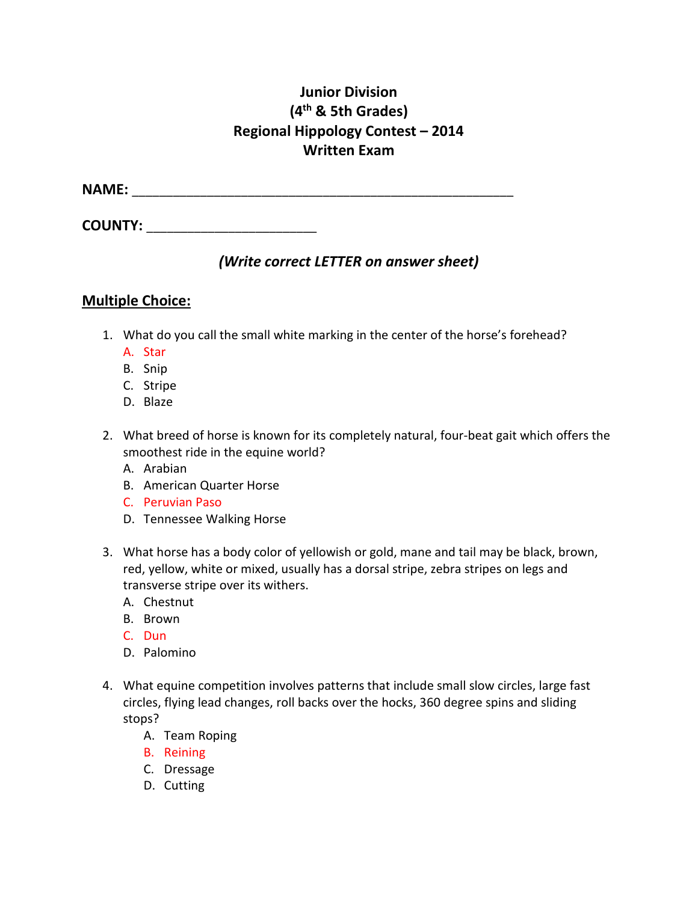# Junior Division
# (4th & 5th Grades)
# Regional Hippology Contest – 2014
# Written Exam

**NAME:** ___________________________________________________

**COUNTY:** ______________________

***(Write correct LETTER on answer sheet)***

## Multiple Choice:

1. What do you call the small white marking in the center of the horse's forehead?
   A. Star
   B. Snip
   C. Stripe
   D. Blaze

2. What breed of horse is known for its completely natural, four-beat gait which offers the smoothest ride in the equine world?
   A. Arabian
   B. American Quarter Horse
   C. Peruvian Paso
   D. Tennessee Walking Horse

3. What horse has a body color of yellowish or gold, mane and tail may be black, brown, red, yellow, white or mixed, usually has a dorsal stripe, zebra stripes on legs and transverse stripe over its withers.
   A. Chestnut
   B. Brown
   C. Dun
   D. Palomino

4. What equine competition involves patterns that include small slow circles, large fast circles, flying lead changes, roll backs over the hocks, 360 degree spins and sliding stops?
   A. Team Roping
   B. Reining
   C. Dressage
   D. Cutting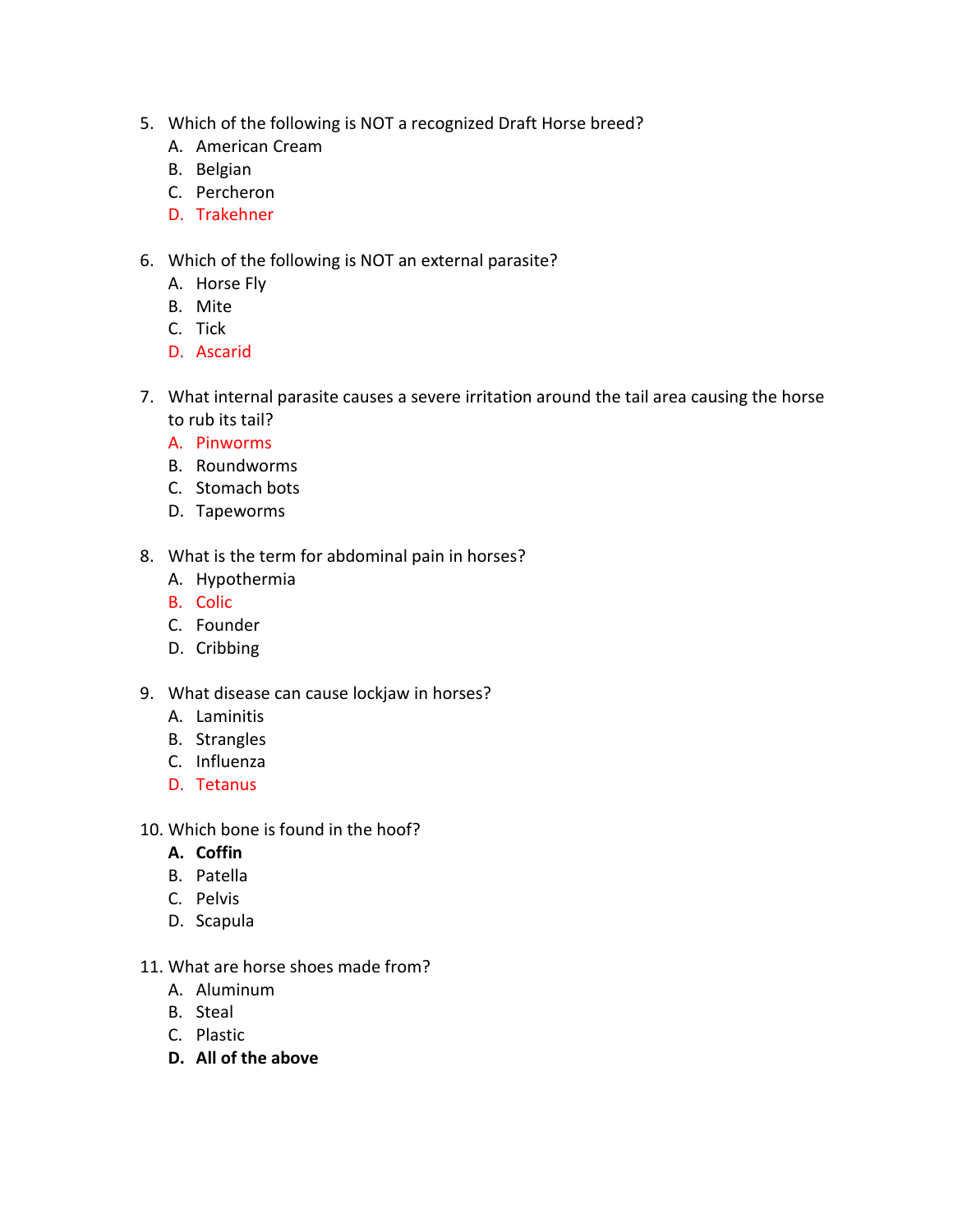5. Which of the following is NOT a recognized Draft Horse breed?
   A. American Cream
   B. Belgian
   C. Percheron
   D. Trakehner

6. Which of the following is NOT an external parasite?
   A. Horse Fly
   B. Mite
   C. Tick
   D. Ascarid

7. What internal parasite causes a severe irritation around the tail area causing the horse to rub its tail?
   A. Pinworms
   B. Roundworms
   C. Stomach bots
   D. Tapeworms

8. What is the term for abdominal pain in horses?
   A. Hypothermia
   B. Colic
   C. Founder
   D. Cribbing

9. What disease can cause lockjaw in horses?
   A. Laminitis
   B. Strangles
   C. Influenza
   D. Tetanus

10. Which bone is found in the hoof?
    **A. Coffin**
    B. Patella
    C. Pelvis
    D. Scapula

11. What are horse shoes made from?
    A. Aluminum
    B. Steal
    C. Plastic
    **D. All of the above**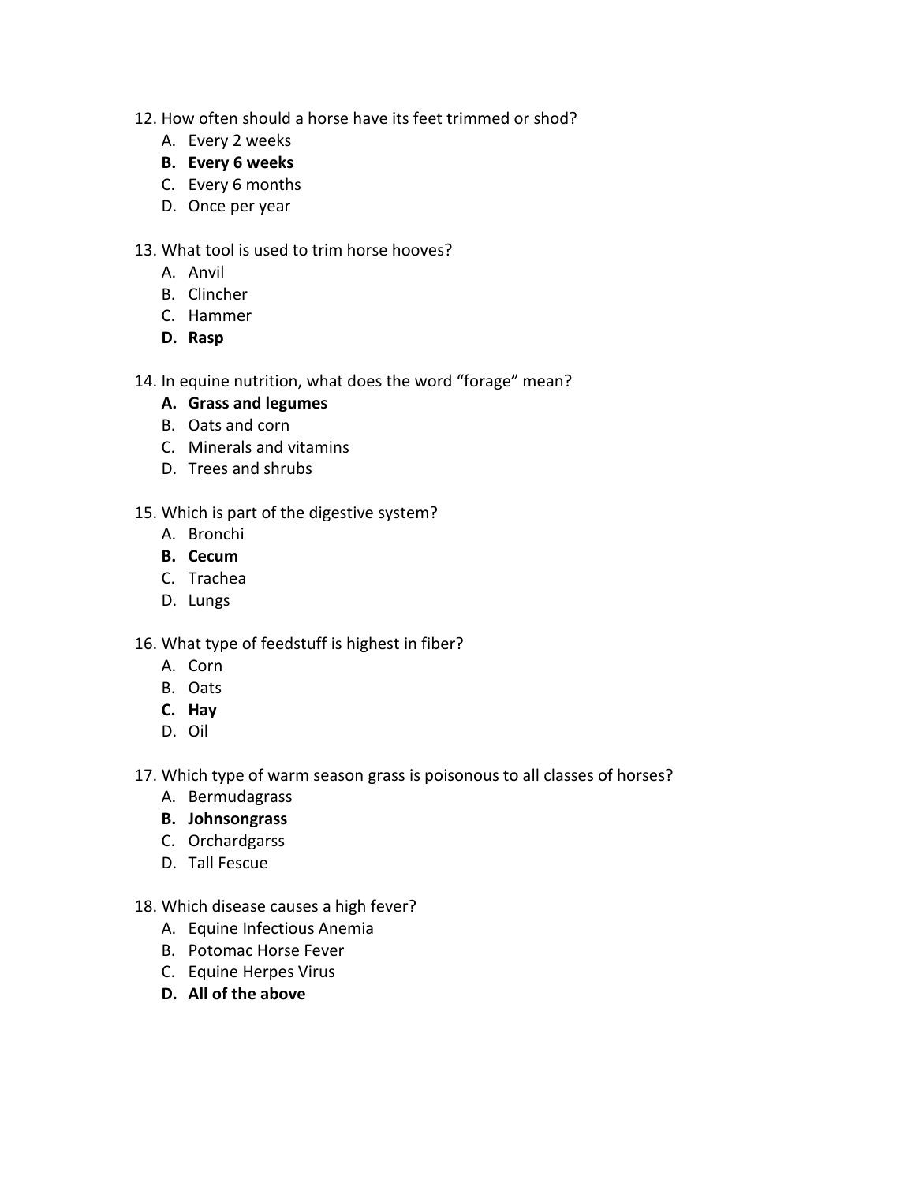12. How often should a horse have its feet trimmed or shod?
    A. Every 2 weeks
    **B. Every 6 weeks**
    C. Every 6 months
    D. Once per year

13. What tool is used to trim horse hooves?
    A. Anvil
    B. Clincher
    C. Hammer
    **D. Rasp**

14. In equine nutrition, what does the word "forage" mean?
    **A. Grass and legumes**
    B. Oats and corn
    C. Minerals and vitamins
    D. Trees and shrubs

15. Which is part of the digestive system?
    A. Bronchi
    **B. Cecum**
    C. Trachea
    D. Lungs

16. What type of feedstuff is highest in fiber?
    A. Corn
    B. Oats
    **C. Hay**
    D. Oil

17. Which type of warm season grass is poisonous to all classes of horses?
    A. Bermudagrass
    **B. Johnsongrass**
    C. Orchardgarss
    D. Tall Fescue

18. Which disease causes a high fever?
    A. Equine Infectious Anemia
    B. Potomac Horse Fever
    C. Equine Herpes Virus
    **D. All of the above**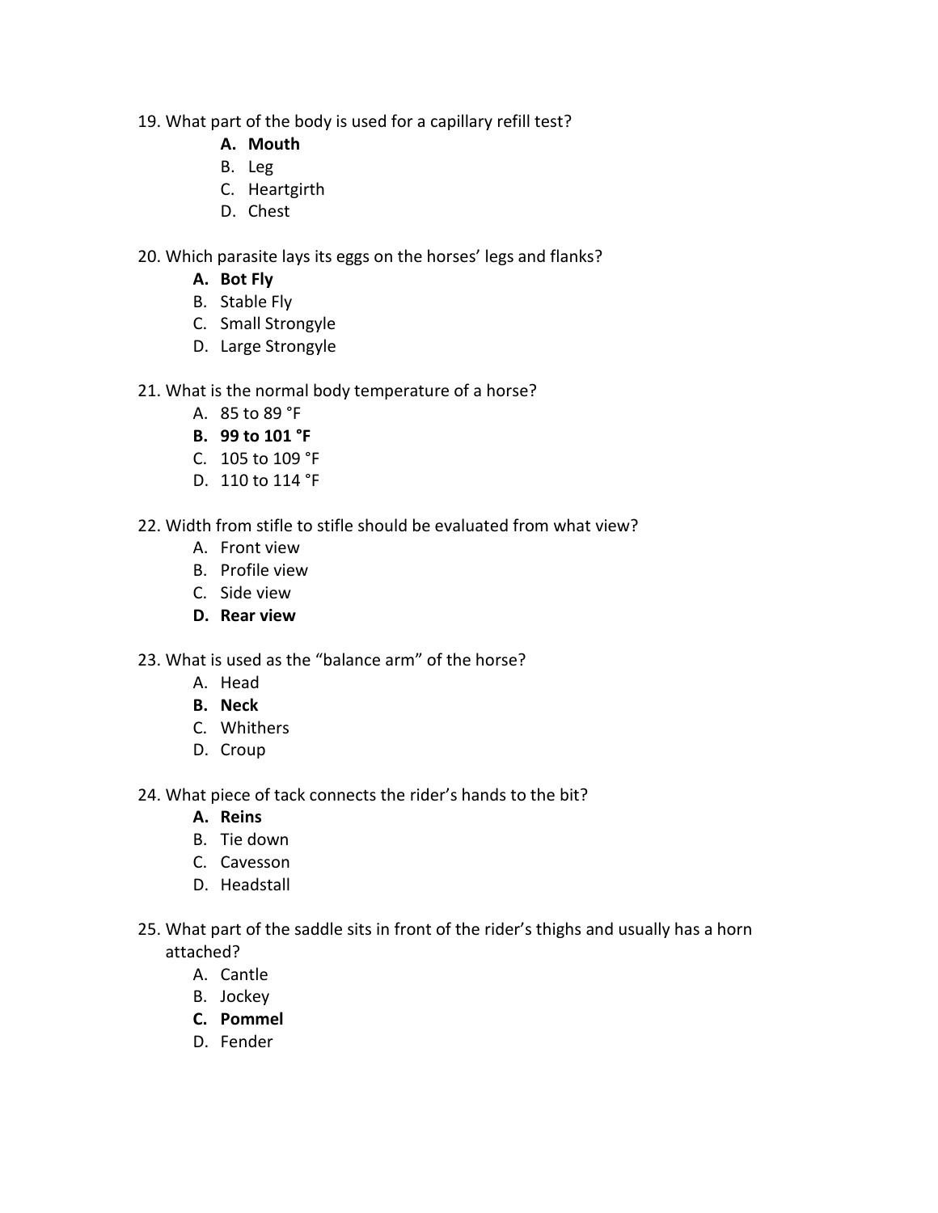19. What part of the body is used for a capillary refill test?
    - **A. Mouth**
    - B. Leg
    - C. Heartgirth
    - D. Chest

20. Which parasite lays its eggs on the horses' legs and flanks?
    - **A. Bot Fly**
    - B. Stable Fly
    - C. Small Strongyle
    - D. Large Strongyle

21. What is the normal body temperature of a horse?
    - A. 85 to 89 °F
    - **B. 99 to 101 °F**
    - C. 105 to 109 °F
    - D. 110 to 114 °F

22. Width from stifle to stifle should be evaluated from what view?
    - A. Front view
    - B. Profile view
    - C. Side view
    - **D. Rear view**

23. What is used as the "balance arm" of the horse?
    - A. Head
    - **B. Neck**
    - C. Whithers
    - D. Croup

24. What piece of tack connects the rider's hands to the bit?
    - **A. Reins**
    - B. Tie down
    - C. Cavesson
    - D. Headstall

25. What part of the saddle sits in front of the rider's thighs and usually has a horn attached?
    - A. Cantle
    - B. Jockey
    - **C. Pommel**
    - D. Fender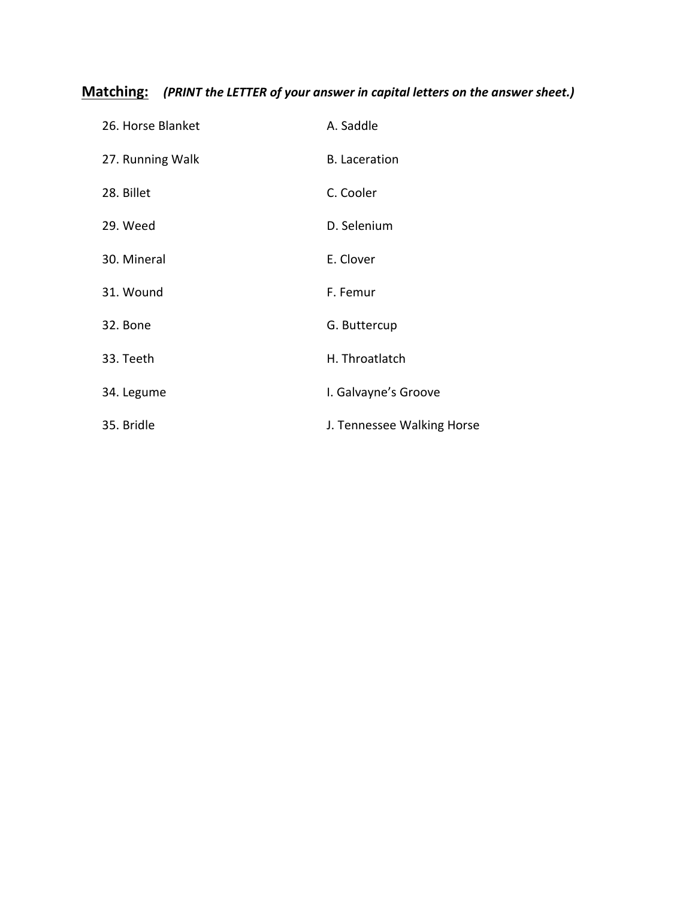**Matching:** ***(PRINT the LETTER of your answer in capital letters on the answer sheet.)***

| | |
|---|---|
| 26. Horse Blanket | A. Saddle |
| 27. Running Walk | B. Laceration |
| 28. Billet | C. Cooler |
| 29. Weed | D. Selenium |
| 30. Mineral | E. Clover |
| 31. Wound | F. Femur |
| 32. Bone | G. Buttercup |
| 33. Teeth | H. Throatlatch |
| 34. Legume | I. Galvayne's Groove |
| 35. Bridle | J. Tennessee Walking Horse |